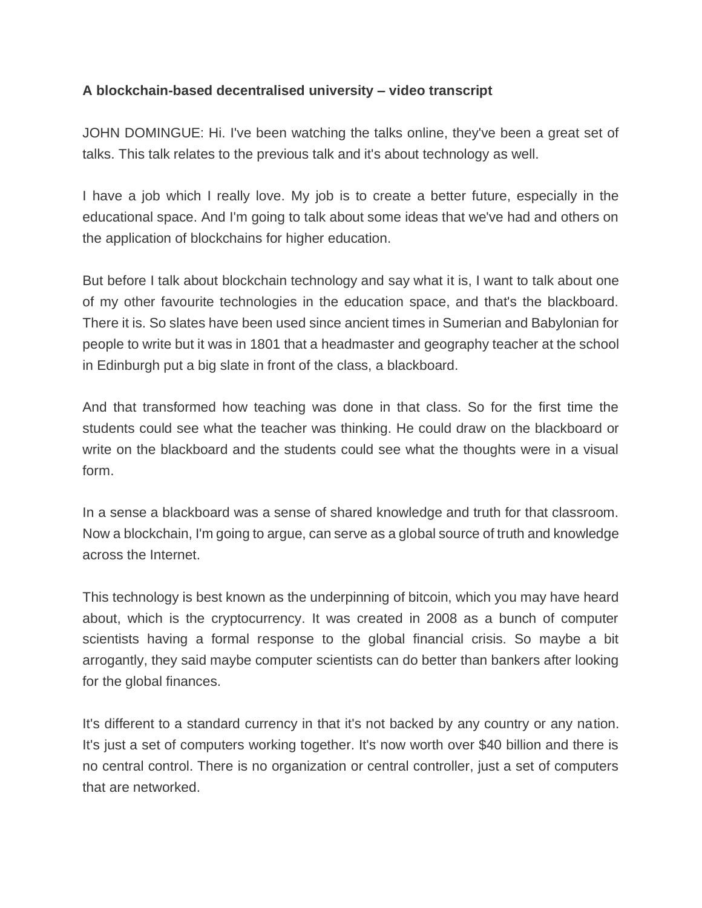**A blockchain-based decentralised university – video transcript**

JOHN DOMINGUE: Hi. I've been watching the talks online, they've been a great set of talks. This talk relates to the previous talk and it's about technology as well.

I have a job which I really love. My job is to create a better future, especially in the educational space. And I'm going to talk about some ideas that we've had and others on the application of blockchains for higher education.

But before I talk about blockchain technology and say what it is, I want to talk about one of my other favourite technologies in the education space, and that's the blackboard. There it is. So slates have been used since ancient times in Sumerian and Babylonian for people to write but it was in 1801 that a headmaster and geography teacher at the school in Edinburgh put a big slate in front of the class, a blackboard.

And that transformed how teaching was done in that class. So for the first time the students could see what the teacher was thinking. He could draw on the blackboard or write on the blackboard and the students could see what the thoughts were in a visual form.

In a sense a blackboard was a sense of shared knowledge and truth for that classroom. Now a blockchain, I'm going to argue, can serve as a global source of truth and knowledge across the Internet.

This technology is best known as the underpinning of bitcoin, which you may have heard about, which is the cryptocurrency. It was created in 2008 as a bunch of computer scientists having a formal response to the global financial crisis. So maybe a bit arrogantly, they said maybe computer scientists can do better than bankers after looking for the global finances.

It's different to a standard currency in that it's not backed by any country or any nation. It's just a set of computers working together. It's now worth over $40 billion and there is no central control. There is no organization or central controller, just a set of computers that are networked.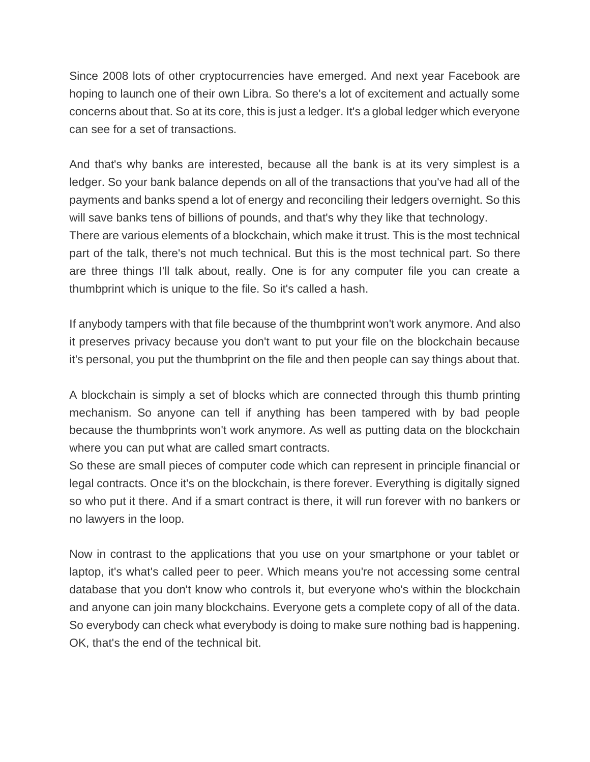Since 2008 lots of other cryptocurrencies have emerged. And next year Facebook are hoping to launch one of their own Libra. So there's a lot of excitement and actually some concerns about that. So at its core, this is just a ledger. It's a global ledger which everyone can see for a set of transactions.

And that's why banks are interested, because all the bank is at its very simplest is a ledger. So your bank balance depends on all of the transactions that you've had all of the payments and banks spend a lot of energy and reconciling their ledgers overnight. So this will save banks tens of billions of pounds, and that's why they like that technology.
There are various elements of a blockchain, which make it trust. This is the most technical part of the talk, there's not much technical. But this is the most technical part. So there are three things I'll talk about, really. One is for any computer file you can create a thumbprint which is unique to the file. So it's called a hash.

If anybody tampers with that file because of the thumbprint won't work anymore. And also it preserves privacy because you don't want to put your file on the blockchain because it's personal, you put the thumbprint on the file and then people can say things about that.

A blockchain is simply a set of blocks which are connected through this thumb printing mechanism. So anyone can tell if anything has been tampered with by bad people because the thumbprints won't work anymore. As well as putting data on the blockchain where you can put what are called smart contracts.
So these are small pieces of computer code which can represent in principle financial or legal contracts. Once it's on the blockchain, is there forever. Everything is digitally signed so who put it there. And if a smart contract is there, it will run forever with no bankers or no lawyers in the loop.

Now in contrast to the applications that you use on your smartphone or your tablet or laptop, it's what's called peer to peer. Which means you're not accessing some central database that you don't know who controls it, but everyone who's within the blockchain and anyone can join many blockchains. Everyone gets a complete copy of all of the data. So everybody can check what everybody is doing to make sure nothing bad is happening. OK, that's the end of the technical bit.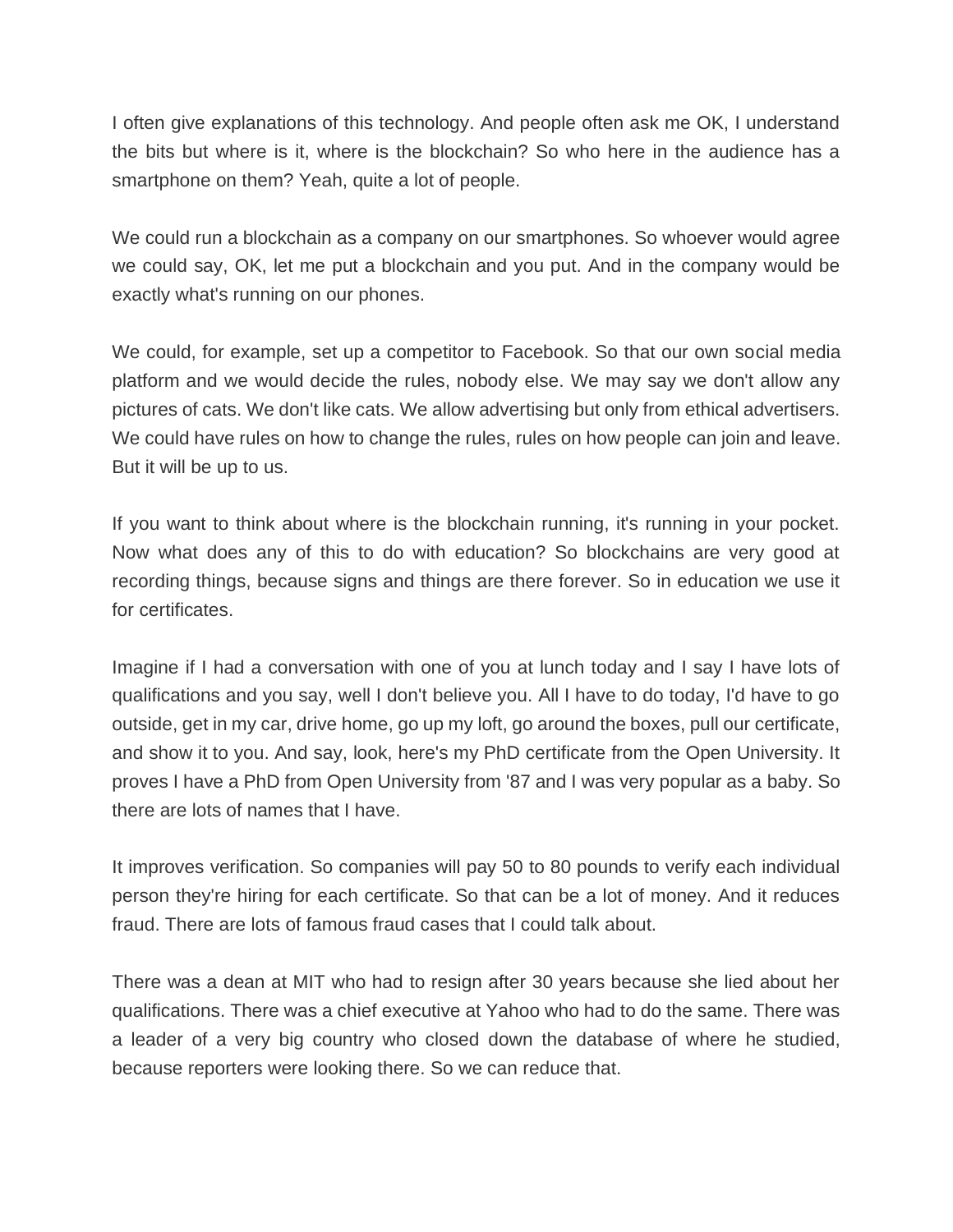I often give explanations of this technology. And people often ask me OK, I understand the bits but where is it, where is the blockchain? So who here in the audience has a smartphone on them? Yeah, quite a lot of people.

We could run a blockchain as a company on our smartphones. So whoever would agree we could say, OK, let me put a blockchain and you put. And in the company would be exactly what's running on our phones.

We could, for example, set up a competitor to Facebook. So that our own social media platform and we would decide the rules, nobody else. We may say we don't allow any pictures of cats. We don't like cats. We allow advertising but only from ethical advertisers. We could have rules on how to change the rules, rules on how people can join and leave. But it will be up to us.

If you want to think about where is the blockchain running, it's running in your pocket. Now what does any of this to do with education? So blockchains are very good at recording things, because signs and things are there forever. So in education we use it for certificates.

Imagine if I had a conversation with one of you at lunch today and I say I have lots of qualifications and you say, well I don't believe you. All I have to do today, I'd have to go outside, get in my car, drive home, go up my loft, go around the boxes, pull our certificate, and show it to you. And say, look, here's my PhD certificate from the Open University. It proves I have a PhD from Open University from '87 and I was very popular as a baby. So there are lots of names that I have.

It improves verification. So companies will pay 50 to 80 pounds to verify each individual person they're hiring for each certificate. So that can be a lot of money. And it reduces fraud. There are lots of famous fraud cases that I could talk about.

There was a dean at MIT who had to resign after 30 years because she lied about her qualifications. There was a chief executive at Yahoo who had to do the same. There was a leader of a very big country who closed down the database of where he studied, because reporters were looking there. So we can reduce that.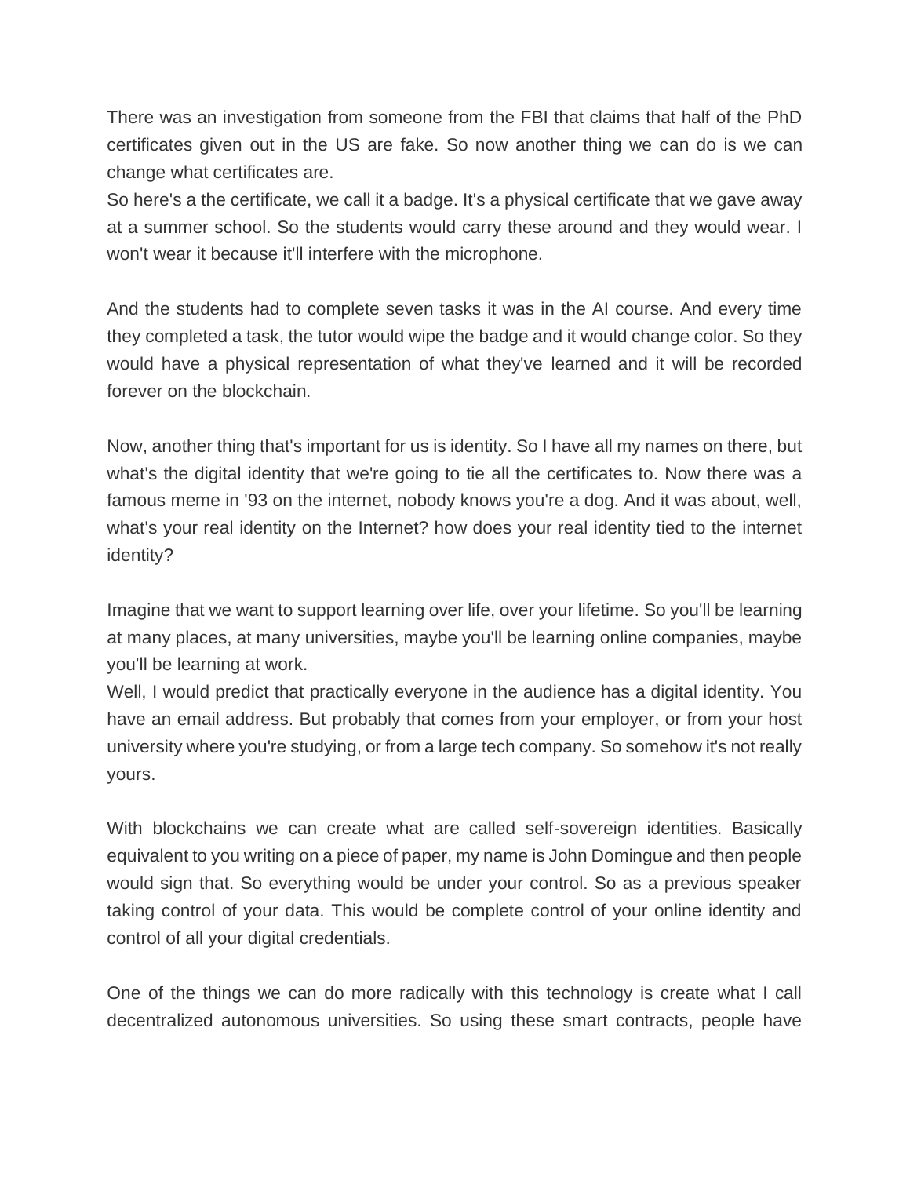There was an investigation from someone from the FBI that claims that half of the PhD certificates given out in the US are fake. So now another thing we can do is we can change what certificates are.
So here's a the certificate, we call it a badge. It's a physical certificate that we gave away at a summer school. So the students would carry these around and they would wear. I won't wear it because it'll interfere with the microphone.

And the students had to complete seven tasks it was in the AI course. And every time they completed a task, the tutor would wipe the badge and it would change color. So they would have a physical representation of what they've learned and it will be recorded forever on the blockchain.

Now, another thing that's important for us is identity. So I have all my names on there, but what's the digital identity that we're going to tie all the certificates to. Now there was a famous meme in '93 on the internet, nobody knows you're a dog. And it was about, well, what's your real identity on the Internet? how does your real identity tied to the internet identity?

Imagine that we want to support learning over life, over your lifetime. So you'll be learning at many places, at many universities, maybe you'll be learning online companies, maybe you'll be learning at work.
Well, I would predict that practically everyone in the audience has a digital identity. You have an email address. But probably that comes from your employer, or from your host university where you're studying, or from a large tech company. So somehow it's not really yours.

With blockchains we can create what are called self-sovereign identities. Basically equivalent to you writing on a piece of paper, my name is John Domingue and then people would sign that. So everything would be under your control. So as a previous speaker taking control of your data. This would be complete control of your online identity and control of all your digital credentials.

One of the things we can do more radically with this technology is create what I call decentralized autonomous universities. So using these smart contracts, people have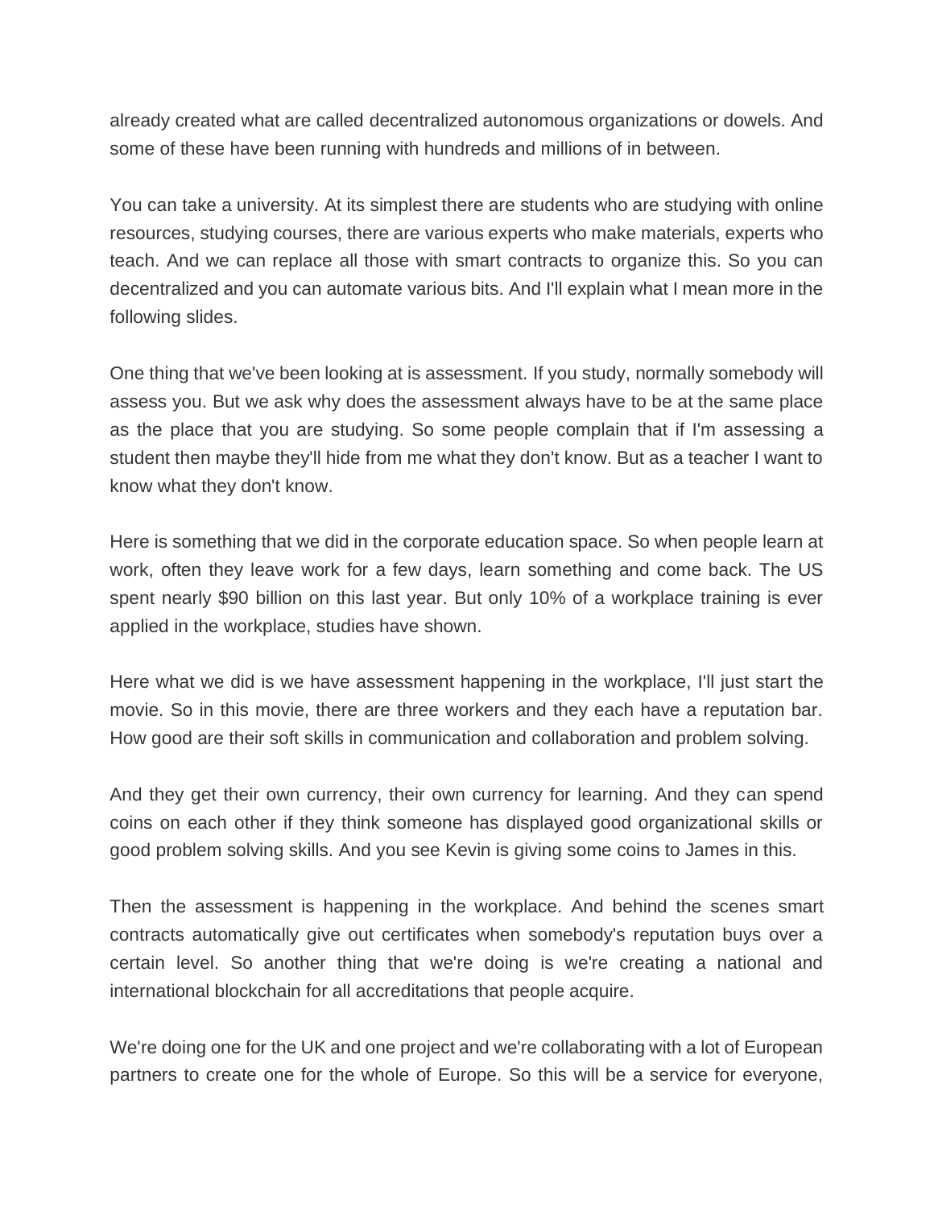already created what are called decentralized autonomous organizations or dowels. And some of these have been running with hundreds and millions of in between.

You can take a university. At its simplest there are students who are studying with online resources, studying courses, there are various experts who make materials, experts who teach. And we can replace all those with smart contracts to organize this. So you can decentralized and you can automate various bits. And I'll explain what I mean more in the following slides.

One thing that we've been looking at is assessment. If you study, normally somebody will assess you. But we ask why does the assessment always have to be at the same place as the place that you are studying. So some people complain that if I'm assessing a student then maybe they'll hide from me what they don't know. But as a teacher I want to know what they don't know.

Here is something that we did in the corporate education space. So when people learn at work, often they leave work for a few days, learn something and come back. The US spent nearly $90 billion on this last year. But only 10% of a workplace training is ever applied in the workplace, studies have shown.

Here what we did is we have assessment happening in the workplace, I'll just start the movie. So in this movie, there are three workers and they each have a reputation bar. How good are their soft skills in communication and collaboration and problem solving.

And they get their own currency, their own currency for learning. And they can spend coins on each other if they think someone has displayed good organizational skills or good problem solving skills. And you see Kevin is giving some coins to James in this.

Then the assessment is happening in the workplace. And behind the scenes smart contracts automatically give out certificates when somebody's reputation buys over a certain level. So another thing that we're doing is we're creating a national and international blockchain for all accreditations that people acquire.

We're doing one for the UK and one project and we're collaborating with a lot of European partners to create one for the whole of Europe. So this will be a service for everyone,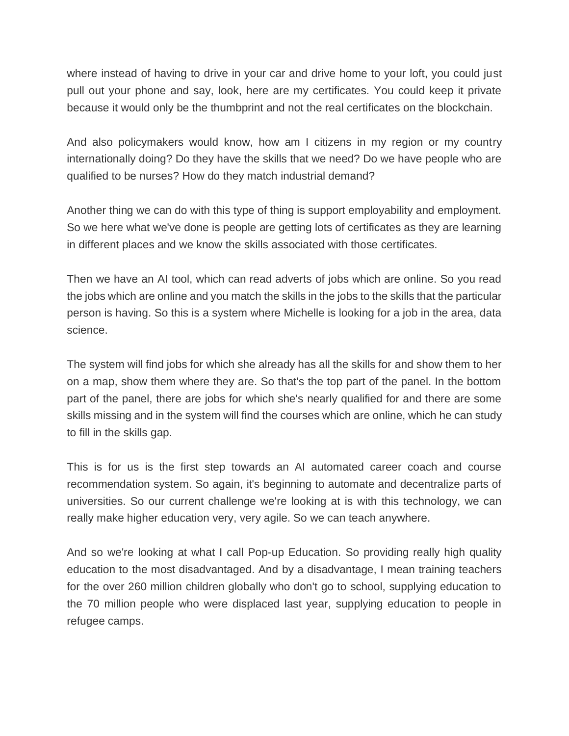where instead of having to drive in your car and drive home to your loft, you could just pull out your phone and say, look, here are my certificates. You could keep it private because it would only be the thumbprint and not the real certificates on the blockchain.

And also policymakers would know, how am I citizens in my region or my country internationally doing? Do they have the skills that we need? Do we have people who are qualified to be nurses? How do they match industrial demand?

Another thing we can do with this type of thing is support employability and employment. So we here what we've done is people are getting lots of certificates as they are learning in different places and we know the skills associated with those certificates.

Then we have an AI tool, which can read adverts of jobs which are online. So you read the jobs which are online and you match the skills in the jobs to the skills that the particular person is having. So this is a system where Michelle is looking for a job in the area, data science.

The system will find jobs for which she already has all the skills for and show them to her on a map, show them where they are. So that's the top part of the panel. In the bottom part of the panel, there are jobs for which she's nearly qualified for and there are some skills missing and in the system will find the courses which are online, which he can study to fill in the skills gap.

This is for us is the first step towards an AI automated career coach and course recommendation system. So again, it's beginning to automate and decentralize parts of universities. So our current challenge we're looking at is with this technology, we can really make higher education very, very agile. So we can teach anywhere.

And so we're looking at what I call Pop-up Education. So providing really high quality education to the most disadvantaged. And by a disadvantage, I mean training teachers for the over 260 million children globally who don't go to school, supplying education to the 70 million people who were displaced last year, supplying education to people in refugee camps.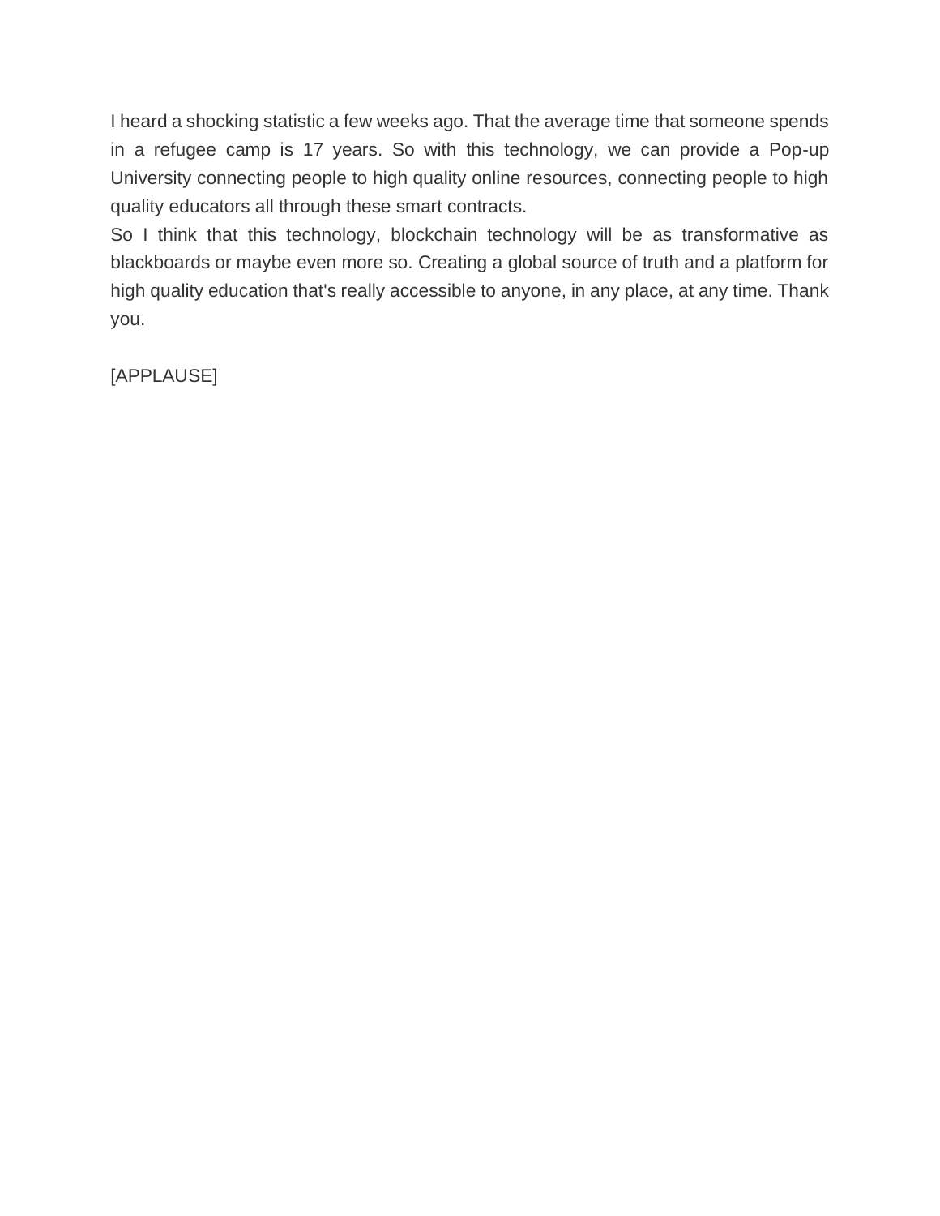I heard a shocking statistic a few weeks ago. That the average time that someone spends in a refugee camp is 17 years. So with this technology, we can provide a Pop-up University connecting people to high quality online resources, connecting people to high quality educators all through these smart contracts.

So I think that this technology, blockchain technology will be as transformative as blackboards or maybe even more so. Creating a global source of truth and a platform for high quality education that's really accessible to anyone, in any place, at any time. Thank you.

[APPLAUSE]